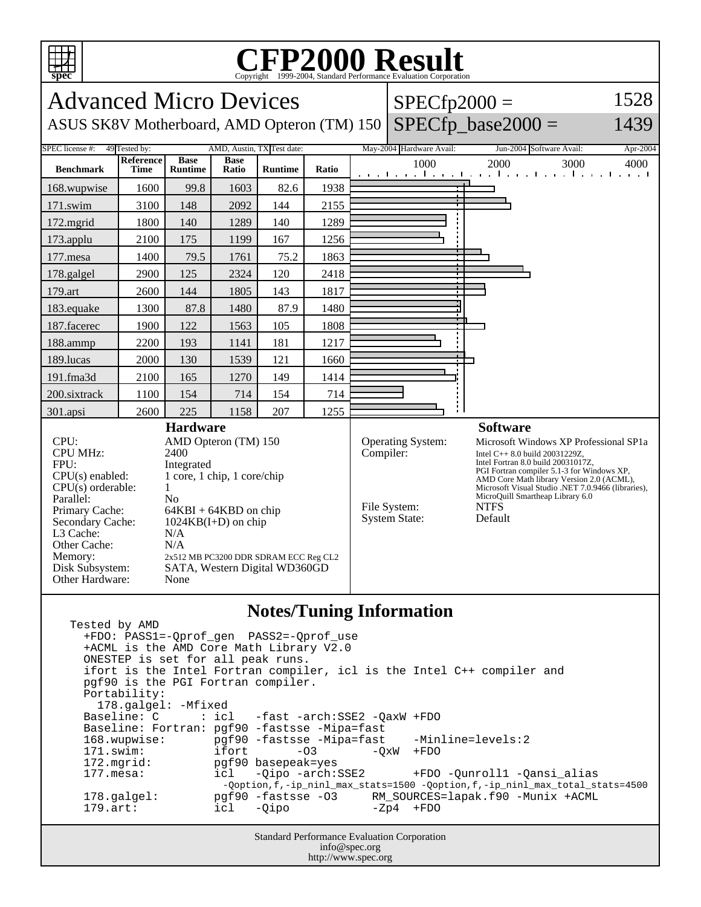# CFP2000 Result

Copyright 1999-2004, Standard Performance Evaluation Corporation

## Advanced Micro Devices

ASUS SK8V Motherboard, AMD Opteron (TM) 150

SPECfp2000 = 1528

SPECfp_base2000 = 1439

| SPEC license #: | 49 | Tested by: | AMD, Austin, TX | Test date: | May-2004 | Hardware Avail: | Jun-2004 | Software Avail: | Apr-2004 |
|---|---|---|---|---|---|---|---|---|---|

| Benchmark | Reference Time | Base Runtime | Base Ratio | Runtime | Ratio |
|---|---|---|---|---|---|
| 168.wupwise | 1600 | 99.8 | 1603 | 82.6 | 1938 |
| 171.swim | 3100 | 148 | 2092 | 144 | 2155 |
| 172.mgrid | 1800 | 140 | 1289 | 140 | 1289 |
| 173.applu | 2100 | 175 | 1199 | 167 | 1256 |
| 177.mesa | 1400 | 79.5 | 1761 | 75.2 | 1863 |
| 178.galgel | 2900 | 125 | 2324 | 120 | 2418 |
| 179.art | 2600 | 144 | 1805 | 143 | 1817 |
| 183.equake | 1300 | 87.8 | 1480 | 87.9 | 1480 |
| 187.facerec | 1900 | 122 | 1563 | 105 | 1808 |
| 188.ammp | 2200 | 193 | 1141 | 181 | 1217 |
| 189.lucas | 2000 | 130 | 1539 | 121 | 1660 |
| 191.fma3d | 2100 | 165 | 1270 | 149 | 1414 |
| 200.sixtrack | 1100 | 154 | 714 | 154 | 714 |
| 301.apsi | 2600 | 225 | 1158 | 207 | 1255 |

### Hardware

| | |
|---|---|
| CPU: | AMD Opteron (TM) 150 |
| CPU MHz: | 2400 |
| FPU: | Integrated |
| CPU(s) enabled: | 1 core, 1 chip, 1 core/chip |
| CPU(s) orderable: | 1 |
| Parallel: | No |
| Primary Cache: | 64KBI + 64KBD on chip |
| Secondary Cache: | 1024KB(I+D) on chip |
| L3 Cache: | N/A |
| Other Cache: | N/A |
| Memory: | 2x512 MB PC3200 DDR SDRAM ECC Reg CL2 |
| Disk Subsystem: | SATA, Western Digital WD360GD |
| Other Hardware: | None |

### Software

| | |
|---|---|
| Operating System: | Microsoft Windows XP Professional SP1a |
| Compiler: | Intel C++ 8.0 build 20031229Z, Intel Fortran 8.0 build 20031017Z, PGI Fortran compiler 5.1-3 for Windows XP, AMD Core Math library Version 2.0 (ACML), Microsoft Visual Studio .NET 7.0.9466 (libraries), MicroQuill Smartheap Library 6.0 |
| File System: | NTFS |
| System State: | Default |

### Notes/Tuning Information

```
Tested by AMD
  +FDO: PASS1=-Qprof_gen  PASS2=-Qprof_use
  +ACML is the AMD Core Math Library V2.0
  ONESTEP is set for all peak runs.
  ifort is the Intel Fortran compiler, icl is the Intel C++ compiler and
  pgf90 is the PGI Fortran compiler.
  Portability:
    178.galgel: -Mfixed
  Baseline: C      : icl   -fast -arch:SSE2 -QaxW +FDO
  Baseline: Fortran: pgf90 -fastsse -Mipa=fast
  168.wupwise:       pgf90 -fastsse -Mipa=fast    -Minline=levels:2
  171.swim:          ifort       -O3        -QxW  +FDO
  172.mgrid:         pgf90 basepeak=yes
  177.mesa:          icl   -Qipo -arch:SSE2       +FDO -Qunroll1 -Qansi_alias
                      -Qoption,f,-ip_ninl_max_stats=1500 -Qoption,f,-ip_ninl_max_total_stats=4500
  178.galgel:        pgf90 -fastsse -O3     RM_SOURCES=lapak.f90 -Munix +ACML
  179.art:           icl   -Qipo            -Zp4  +FDO
```

Standard Performance Evaluation Corporation
info@spec.org
http://www.spec.org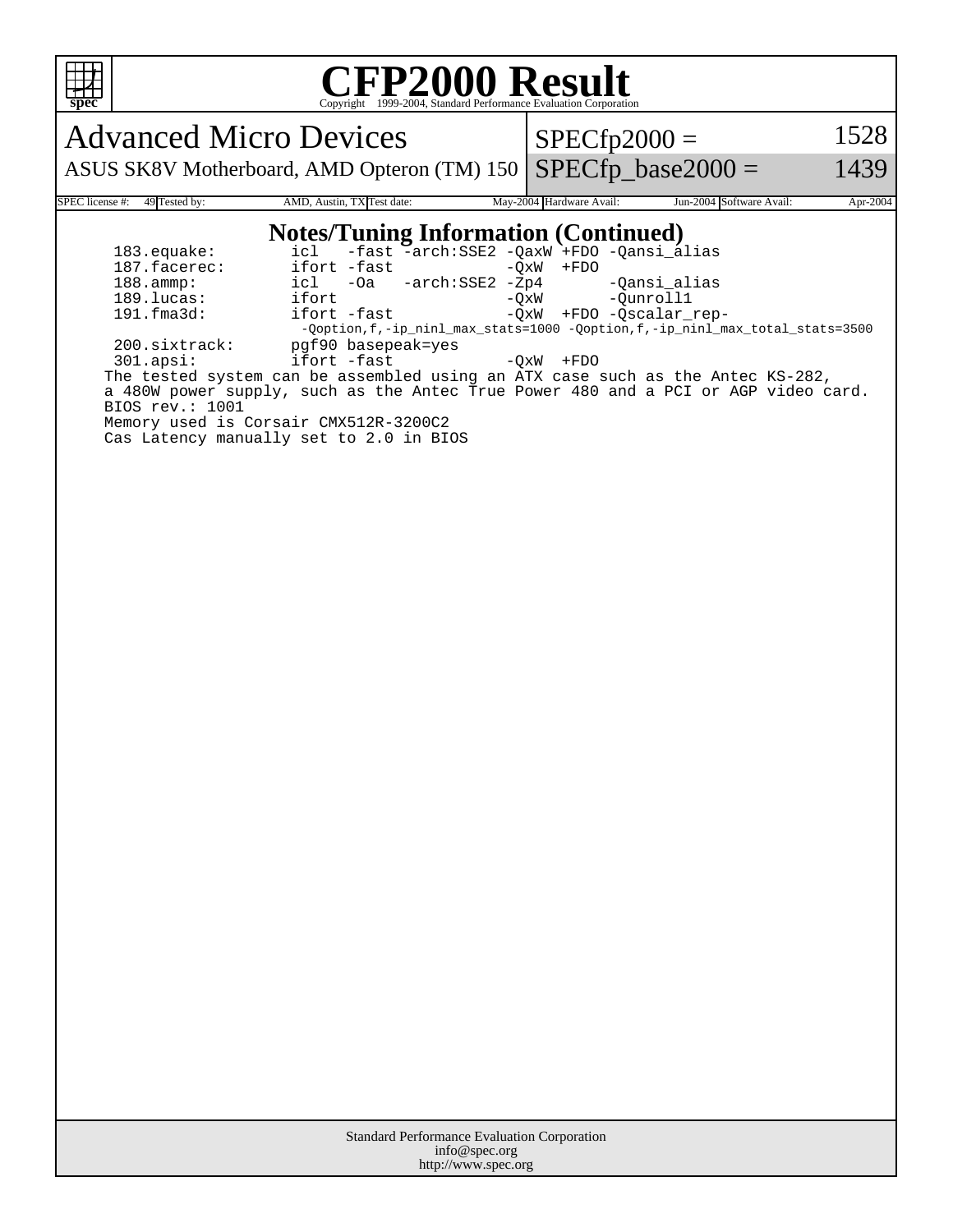# CFP2000 Result

Copyright 1999-2004, Standard Performance Evaluation Corporation

## Advanced Micro Devices

ASUS SK8V Motherboard, AMD Opteron (TM) 150

SPECfp2000 = 1528

SPECfp_base2000 = 1439

| SPEC license #: | 49 | Tested by: | AMD, Austin, TX | Test date: | May-2004 | Hardware Avail: | Jun-2004 | Software Avail: | Apr-2004 |
|---|---|---|---|---|---|---|---|---|---|

### Notes/Tuning Information (Continued)

```
  183.equake:       icl   -fast -arch:SSE2 -QaxW +FDO -Qansi_alias
  187.facerec:      ifort -fast            -QxW  +FDO
  188.ammp:         icl   -Oa   -arch:SSE2 -Zp4       -Qansi_alias
  189.lucas:        ifort                  -QxW       -Qunroll1
  191.fma3d:        ifort -fast            -QxW  +FDO -Qscalar_rep-
                     -Qoption,f,-ip_ninl_max_stats=1000 -Qoption,f,-ip_ninl_max_total_stats=3500
  200.sixtrack:     pgf90 basepeak=yes
  301.apsi:         ifort -fast            -QxW  +FDO
The tested system can be assembled using an ATX case such as the Antec KS-282,
a 480W power supply, such as the Antec True Power 480 and a PCI or AGP video card.
BIOS rev.: 1001
Memory used is Corsair CMX512R-3200C2
Cas Latency manually set to 2.0 in BIOS
```

Standard Performance Evaluation Corporation
info@spec.org
http://www.spec.org